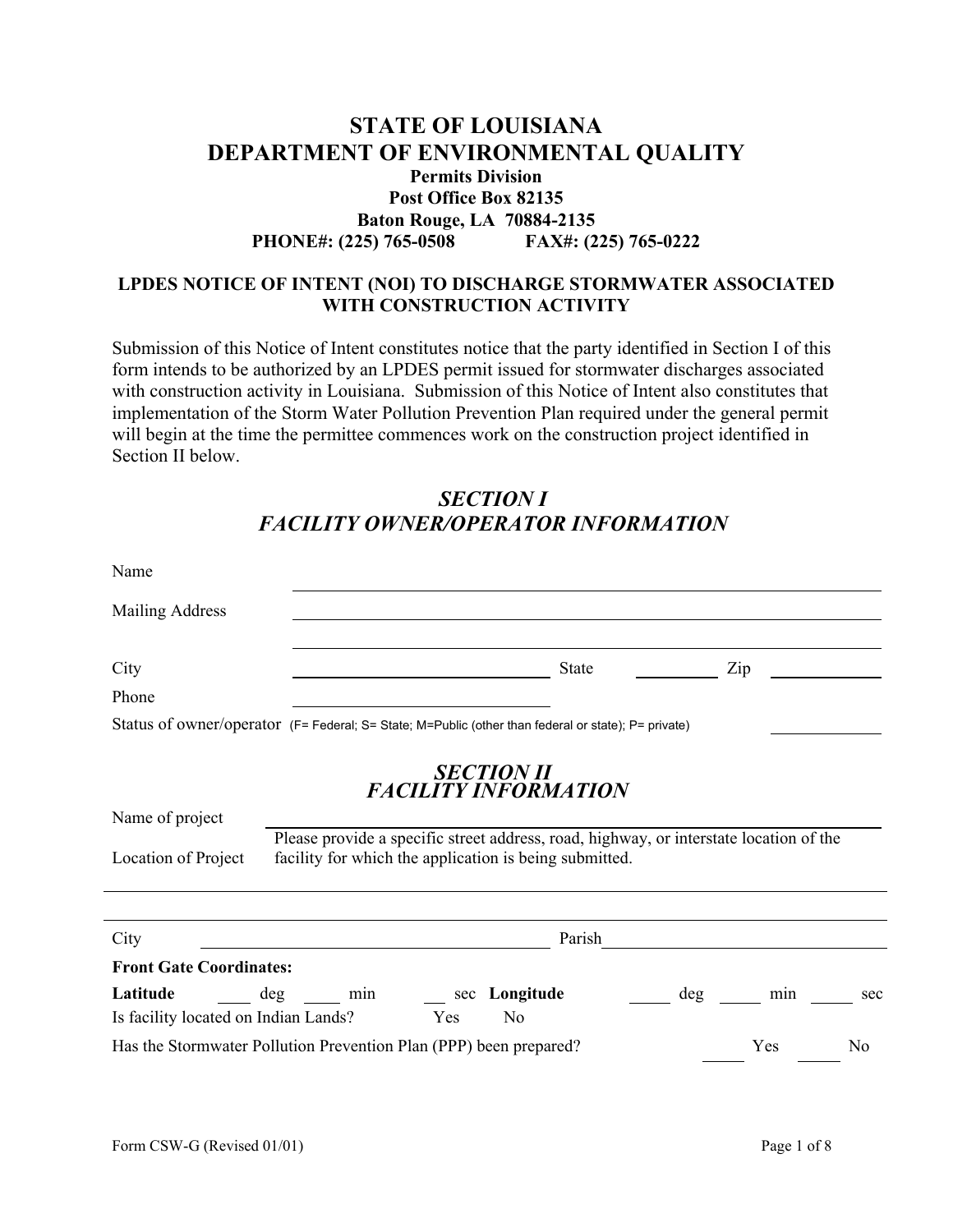# STATE OF LOUISIANA
# DEPARTMENT OF ENVIRONMENTAL QUALITY

**Permits Division**
**Post Office Box 82135**
**Baton Rouge, LA 70884-2135**
**PHONE#: (225) 765-0508 FAX#: (225) 765-0222**

### LPDES NOTICE OF INTENT (NOI) TO DISCHARGE STORMWATER ASSOCIATED WITH CONSTRUCTION ACTIVITY

Submission of this Notice of Intent constitutes notice that the party identified in Section I of this form intends to be authorized by an LPDES permit issued for stormwater discharges associated with construction activity in Louisiana. Submission of this Notice of Intent also constitutes that implementation of the Storm Water Pollution Prevention Plan required under the general permit will begin at the time the permittee commences work on the construction project identified in Section II below.

## *SECTION I*
## *FACILITY OWNER/OPERATOR INFORMATION*

Name ______________________________________________

Mailing Address ______________________________________________

______________________________________________

City ____________________ State __________ Zip __________

Phone ____________________

Status of owner/operator (F= Federal; S= State; M=Public (other than federal or state); P= private) __________

## *SECTION II*
## *FACILITY INFORMATION*

Name of project ______________________________________________

Location of Project Please provide a specific street address, road, highway, or interstate location of the facility for which the application is being submitted.

______________________________________________

______________________________________________

City ____________________ Parish ____________________

**Front Gate Coordinates:**

**Latitude** ____ deg ____ min ____ sec **Longitude** ____ deg ____ min ____ sec

Is facility located on Indian Lands? Yes No

Has the Stormwater Pollution Prevention Plan (PPP) been prepared? ____ Yes ____ No

Form CSW-G (Revised 01/01)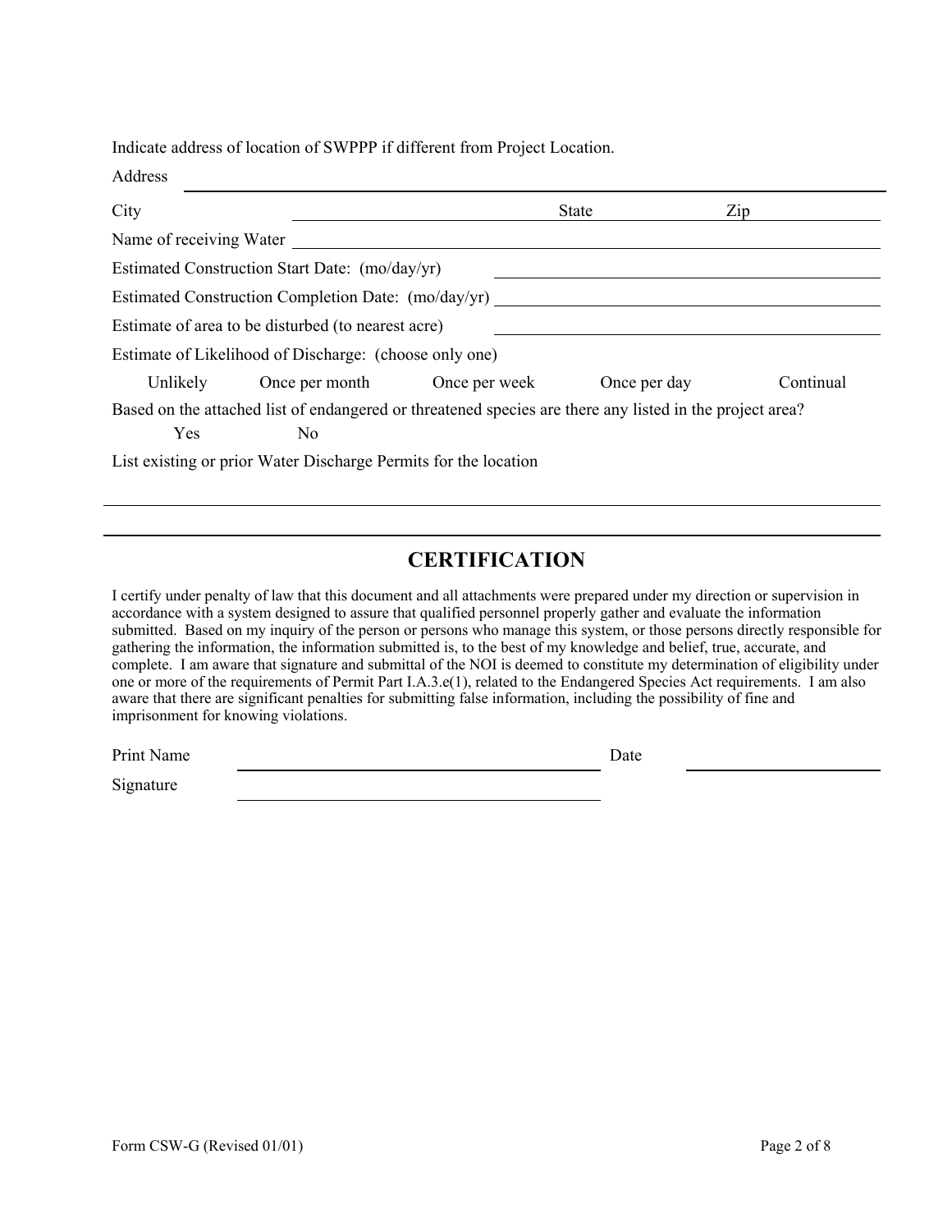Indicate address of location of SWPPP if different from Project Location.

Address ______________________________________________

City ____________________ State ____________ Zip ____________

Name of receiving Water ______________________________________________

Estimated Construction Start Date: (mo/day/yr) ______________________________

Estimated Construction Completion Date: (mo/day/yr) ______________________________

Estimate of area to be disturbed (to nearest acre) ______________________________

Estimate of Likelihood of Discharge: (choose only one)

Unlikely    Once per month    Once per week    Once per day    Continual

Based on the attached list of endangered or threatened species are there any listed in the project area?

Yes    No

List existing or prior Water Discharge Permits for the location

______________________________________________

## CERTIFICATION

I certify under penalty of law that this document and all attachments were prepared under my direction or supervision in accordance with a system designed to assure that qualified personnel properly gather and evaluate the information submitted. Based on my inquiry of the person or persons who manage this system, or those persons directly responsible for gathering the information, the information submitted is, to the best of my knowledge and belief, true, accurate, and complete. I am aware that signature and submittal of the NOI is deemed to constitute my determination of eligibility under one or more of the requirements of Permit Part I.A.3.e(1), related to the Endangered Species Act requirements. I am also aware that there are significant penalties for submitting false information, including the possibility of fine and imprisonment for knowing violations.

Print Name ______________________________ Date ____________

Signature ______________________________

Form CSW-G (Revised 01/01)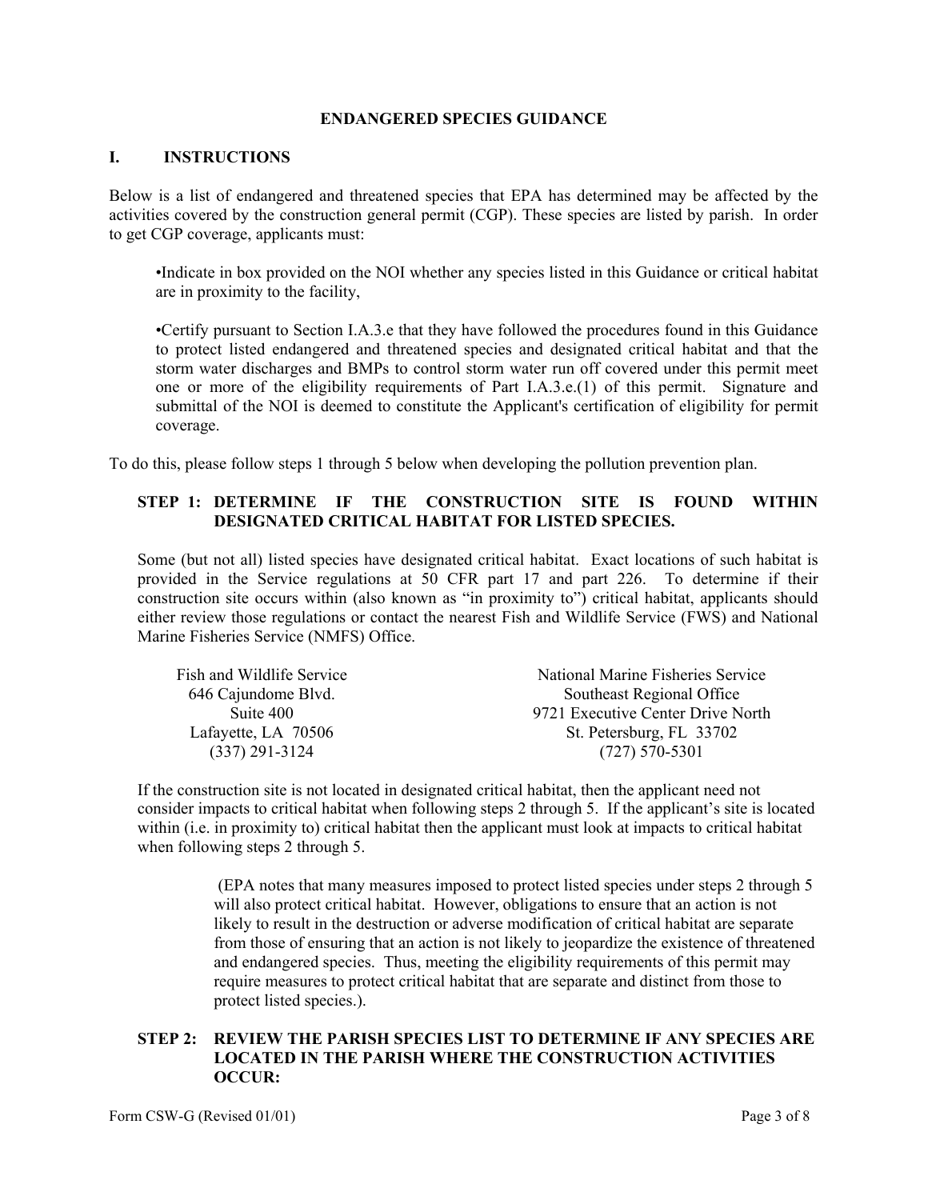# ENDANGERED SPECIES GUIDANCE

## I. INSTRUCTIONS

Below is a list of endangered and threatened species that EPA has determined may be affected by the activities covered by the construction general permit (CGP). These species are listed by parish. In order to get CGP coverage, applicants must:

> •Indicate in box provided on the NOI whether any species listed in this Guidance or critical habitat are in proximity to the facility,
>
> •Certify pursuant to Section I.A.3.e that they have followed the procedures found in this Guidance to protect listed endangered and threatened species and designated critical habitat and that the storm water discharges and BMPs to control storm water run off covered under this permit meet one or more of the eligibility requirements of Part I.A.3.e.(1) of this permit. Signature and submittal of the NOI is deemed to constitute the Applicant's certification of eligibility for permit coverage.

To do this, please follow steps 1 through 5 below when developing the pollution prevention plan.

### STEP 1: DETERMINE IF THE CONSTRUCTION SITE IS FOUND WITHIN DESIGNATED CRITICAL HABITAT FOR LISTED SPECIES.

Some (but not all) listed species have designated critical habitat. Exact locations of such habitat is provided in the Service regulations at 50 CFR part 17 and part 226. To determine if their construction site occurs within (also known as "in proximity to") critical habitat, applicants should either review those regulations or contact the nearest Fish and Wildlife Service (FWS) and National Marine Fisheries Service (NMFS) Office.

Fish and Wildlife Service
646 Cajundome Blvd.
Suite 400
Lafayette, LA 70506
(337) 291-3124

National Marine Fisheries Service
Southeast Regional Office
9721 Executive Center Drive North
St. Petersburg, FL 33702
(727) 570-5301

If the construction site is not located in designated critical habitat, then the applicant need not consider impacts to critical habitat when following steps 2 through 5. If the applicant's site is located within (i.e. in proximity to) critical habitat then the applicant must look at impacts to critical habitat when following steps 2 through 5.

> (EPA notes that many measures imposed to protect listed species under steps 2 through 5 will also protect critical habitat. However, obligations to ensure that an action is not likely to result in the destruction or adverse modification of critical habitat are separate from those of ensuring that an action is not likely to jeopardize the existence of threatened and endangered species. Thus, meeting the eligibility requirements of this permit may require measures to protect critical habitat that are separate and distinct from those to protect listed species.).

### STEP 2: REVIEW THE PARISH SPECIES LIST TO DETERMINE IF ANY SPECIES ARE LOCATED IN THE PARISH WHERE THE CONSTRUCTION ACTIVITIES OCCUR: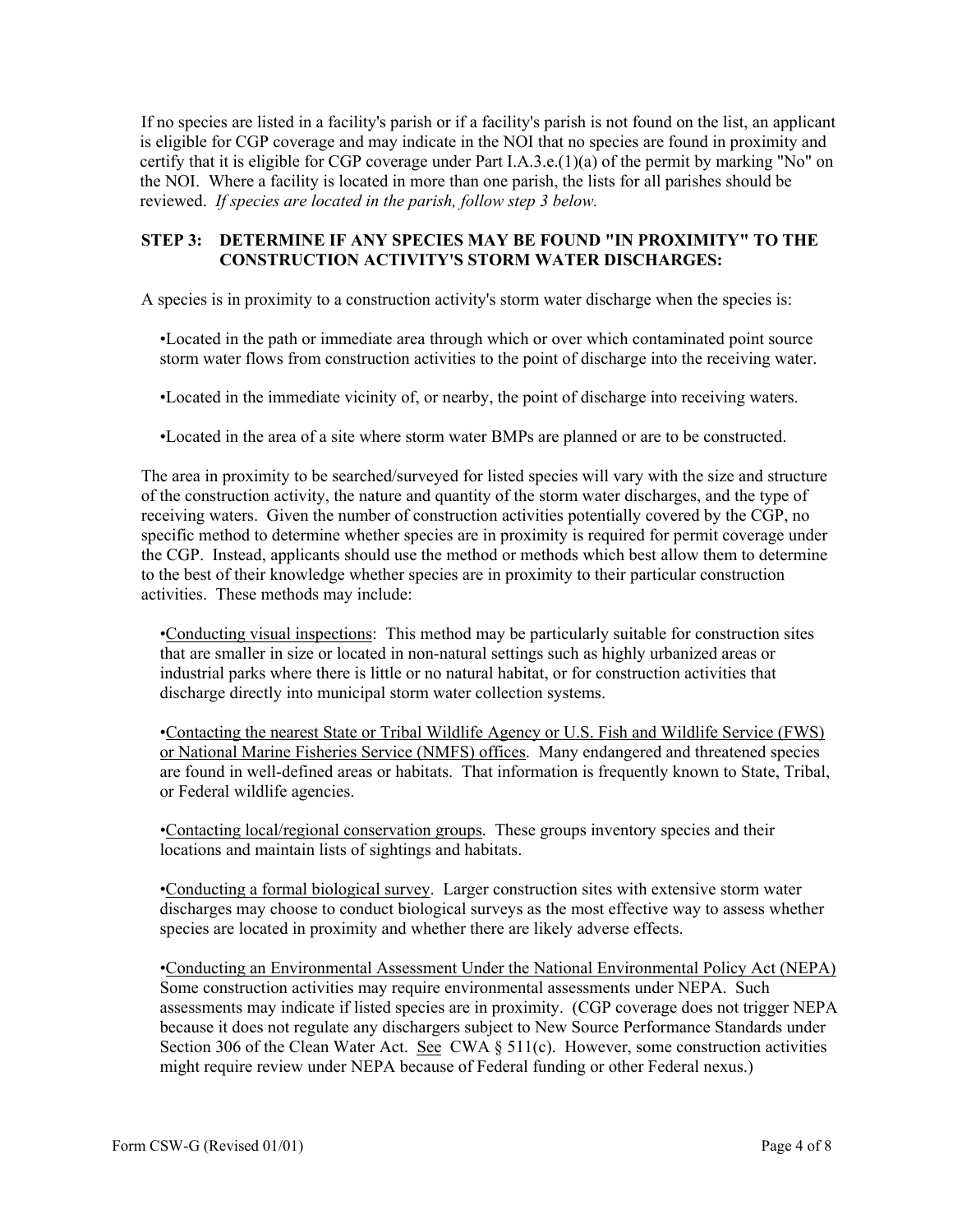If no species are listed in a facility's parish or if a facility's parish is not found on the list, an applicant is eligible for CGP coverage and may indicate in the NOI that no species are found in proximity and certify that it is eligible for CGP coverage under Part I.A.3.e.(1)(a) of the permit by marking "No" on the NOI. Where a facility is located in more than one parish, the lists for all parishes should be reviewed. *If species are located in the parish, follow step 3 below.*

### STEP 3: DETERMINE IF ANY SPECIES MAY BE FOUND "IN PROXIMITY" TO THE CONSTRUCTION ACTIVITY'S STORM WATER DISCHARGES:

A species is in proximity to a construction activity's storm water discharge when the species is:

- Located in the path or immediate area through which or over which contaminated point source storm water flows from construction activities to the point of discharge into the receiving water.
- Located in the immediate vicinity of, or nearby, the point of discharge into receiving waters.
- Located in the area of a site where storm water BMPs are planned or are to be constructed.

The area in proximity to be searched/surveyed for listed species will vary with the size and structure of the construction activity, the nature and quantity of the storm water discharges, and the type of receiving waters. Given the number of construction activities potentially covered by the CGP, no specific method to determine whether species are in proximity is required for permit coverage under the CGP. Instead, applicants should use the method or methods which best allow them to determine to the best of their knowledge whether species are in proximity to their particular construction activities. These methods may include:

- <u>Conducting visual inspections</u>: This method may be particularly suitable for construction sites that are smaller in size or located in non-natural settings such as highly urbanized areas or industrial parks where there is little or no natural habitat, or for construction activities that discharge directly into municipal storm water collection systems.
- <u>Contacting the nearest State or Tribal Wildlife Agency or U.S. Fish and Wildlife Service (FWS) or National Marine Fisheries Service (NMFS) offices</u>. Many endangered and threatened species are found in well-defined areas or habitats. That information is frequently known to State, Tribal, or Federal wildlife agencies.
- <u>Contacting local/regional conservation groups</u>. These groups inventory species and their locations and maintain lists of sightings and habitats.
- <u>Conducting a formal biological survey</u>. Larger construction sites with extensive storm water discharges may choose to conduct biological surveys as the most effective way to assess whether species are located in proximity and whether there are likely adverse effects.
- <u>Conducting an Environmental Assessment Under the National Environmental Policy Act (NEPA)</u> Some construction activities may require environmental assessments under NEPA. Such assessments may indicate if listed species are in proximity. (CGP coverage does not trigger NEPA because it does not regulate any dischargers subject to New Source Performance Standards under Section 306 of the Clean Water Act. <u>See</u> CWA § 511(c). However, some construction activities might require review under NEPA because of Federal funding or other Federal nexus.)

Form CSW-G (Revised 01/01)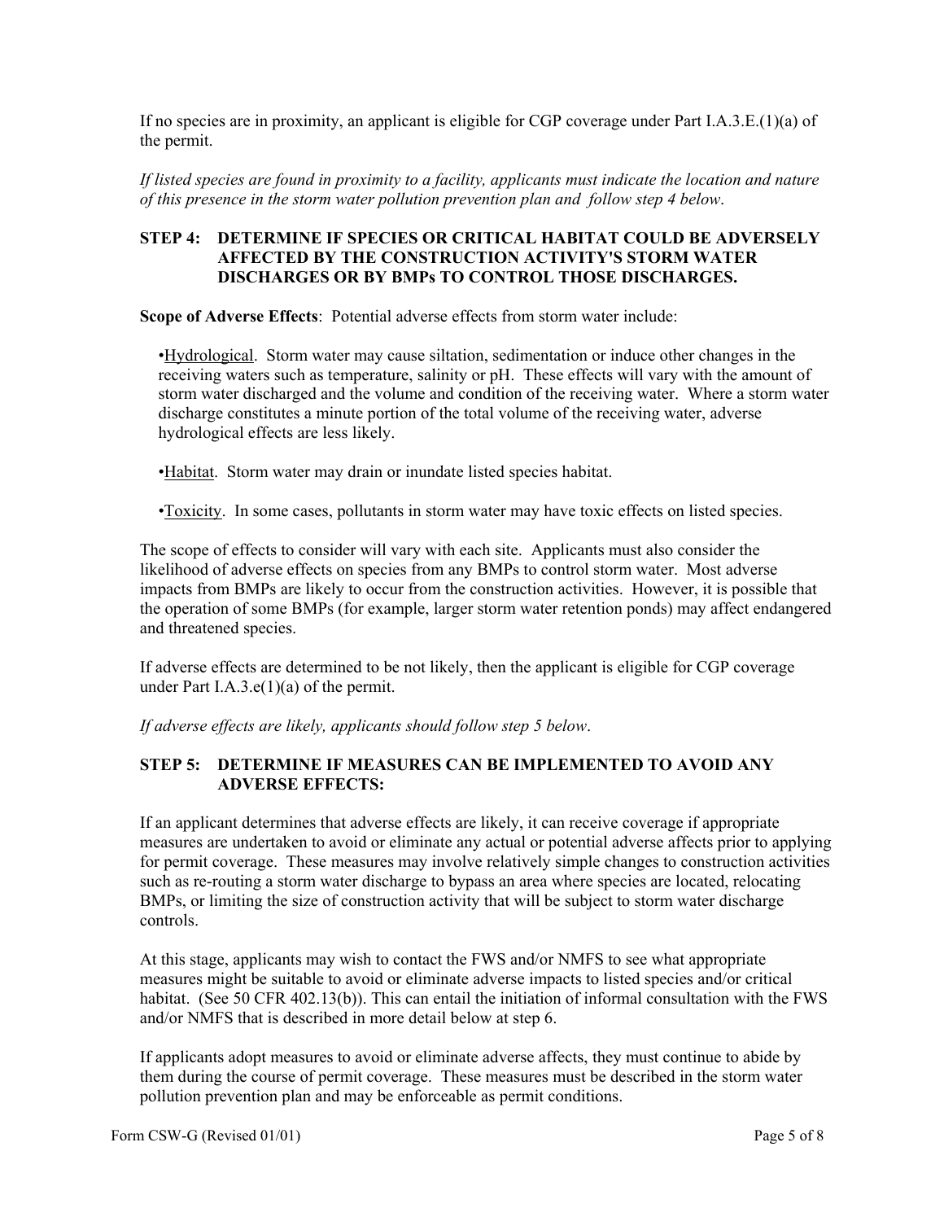If no species are in proximity, an applicant is eligible for CGP coverage under Part I.A.3.E.(1)(a) of the permit.

*If listed species are found in proximity to a facility, applicants must indicate the location and nature of this presence in the storm water pollution prevention plan and follow step 4 below*.

### STEP 4: DETERMINE IF SPECIES OR CRITICAL HABITAT COULD BE ADVERSELY AFFECTED BY THE CONSTRUCTION ACTIVITY'S STORM WATER DISCHARGES OR BY BMPs TO CONTROL THOSE DISCHARGES.

**Scope of Adverse Effects**: Potential adverse effects from storm water include:

•<u>Hydrological</u>. Storm water may cause siltation, sedimentation or induce other changes in the receiving waters such as temperature, salinity or pH. These effects will vary with the amount of storm water discharged and the volume and condition of the receiving water. Where a storm water discharge constitutes a minute portion of the total volume of the receiving water, adverse hydrological effects are less likely.

•<u>Habitat</u>. Storm water may drain or inundate listed species habitat.

•<u>Toxicity</u>. In some cases, pollutants in storm water may have toxic effects on listed species.

The scope of effects to consider will vary with each site. Applicants must also consider the likelihood of adverse effects on species from any BMPs to control storm water. Most adverse impacts from BMPs are likely to occur from the construction activities. However, it is possible that the operation of some BMPs (for example, larger storm water retention ponds) may affect endangered and threatened species.

If adverse effects are determined to be not likely, then the applicant is eligible for CGP coverage under Part I.A.3.e(1)(a) of the permit.

*If adverse effects are likely, applicants should follow step 5 below*.

### STEP 5: DETERMINE IF MEASURES CAN BE IMPLEMENTED TO AVOID ANY ADVERSE EFFECTS:

If an applicant determines that adverse effects are likely, it can receive coverage if appropriate measures are undertaken to avoid or eliminate any actual or potential adverse affects prior to applying for permit coverage. These measures may involve relatively simple changes to construction activities such as re-routing a storm water discharge to bypass an area where species are located, relocating BMPs, or limiting the size of construction activity that will be subject to storm water discharge controls.

At this stage, applicants may wish to contact the FWS and/or NMFS to see what appropriate measures might be suitable to avoid or eliminate adverse impacts to listed species and/or critical habitat. (See 50 CFR 402.13(b)). This can entail the initiation of informal consultation with the FWS and/or NMFS that is described in more detail below at step 6.

If applicants adopt measures to avoid or eliminate adverse affects, they must continue to abide by them during the course of permit coverage. These measures must be described in the storm water pollution prevention plan and may be enforceable as permit conditions.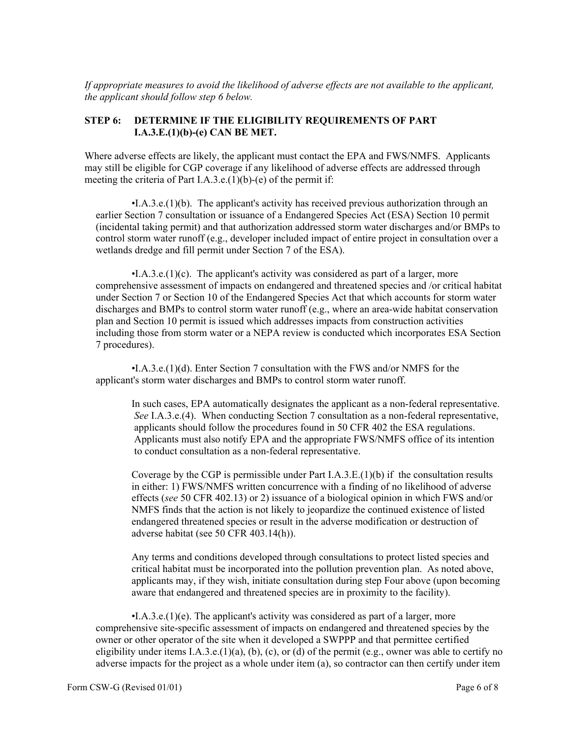*If appropriate measures to avoid the likelihood of adverse effects are not available to the applicant, the applicant should follow step 6 below.*

## STEP 6: DETERMINE IF THE ELIGIBILITY REQUIREMENTS OF PART I.A.3.E.(1)(b)-(e) CAN BE MET.

Where adverse effects are likely, the applicant must contact the EPA and FWS/NMFS. Applicants may still be eligible for CGP coverage if any likelihood of adverse effects are addressed through meeting the criteria of Part I.A.3.e.(1)(b)-(e) of the permit if:

•I.A.3.e.(1)(b). The applicant's activity has received previous authorization through an earlier Section 7 consultation or issuance of a Endangered Species Act (ESA) Section 10 permit (incidental taking permit) and that authorization addressed storm water discharges and/or BMPs to control storm water runoff (e.g., developer included impact of entire project in consultation over a wetlands dredge and fill permit under Section 7 of the ESA).

•I.A.3.e.(1)(c). The applicant's activity was considered as part of a larger, more comprehensive assessment of impacts on endangered and threatened species and /or critical habitat under Section 7 or Section 10 of the Endangered Species Act that which accounts for storm water discharges and BMPs to control storm water runoff (e.g., where an area-wide habitat conservation plan and Section 10 permit is issued which addresses impacts from construction activities including those from storm water or a NEPA review is conducted which incorporates ESA Section 7 procedures).

•I.A.3.e.(1)(d). Enter Section 7 consultation with the FWS and/or NMFS for the applicant's storm water discharges and BMPs to control storm water runoff.

> In such cases, EPA automatically designates the applicant as a non-federal representative. *See* I.A.3.e.(4). When conducting Section 7 consultation as a non-federal representative, applicants should follow the procedures found in 50 CFR 402 the ESA regulations. Applicants must also notify EPA and the appropriate FWS/NMFS office of its intention to conduct consultation as a non-federal representative.
>
> Coverage by the CGP is permissible under Part I.A.3.E.(1)(b) if the consultation results in either: 1) FWS/NMFS written concurrence with a finding of no likelihood of adverse effects (*see* 50 CFR 402.13) or 2) issuance of a biological opinion in which FWS and/or NMFS finds that the action is not likely to jeopardize the continued existence of listed endangered threatened species or result in the adverse modification or destruction of adverse habitat (see 50 CFR 403.14(h)).
>
> Any terms and conditions developed through consultations to protect listed species and critical habitat must be incorporated into the pollution prevention plan. As noted above, applicants may, if they wish, initiate consultation during step Four above (upon becoming aware that endangered and threatened species are in proximity to the facility).

•I.A.3.e.(1)(e). The applicant's activity was considered as part of a larger, more comprehensive site-specific assessment of impacts on endangered and threatened species by the owner or other operator of the site when it developed a SWPPP and that permittee certified eligibility under items I.A.3.e.(1)(a), (b), (c), or (d) of the permit (e.g., owner was able to certify no adverse impacts for the project as a whole under item (a), so contractor can then certify under item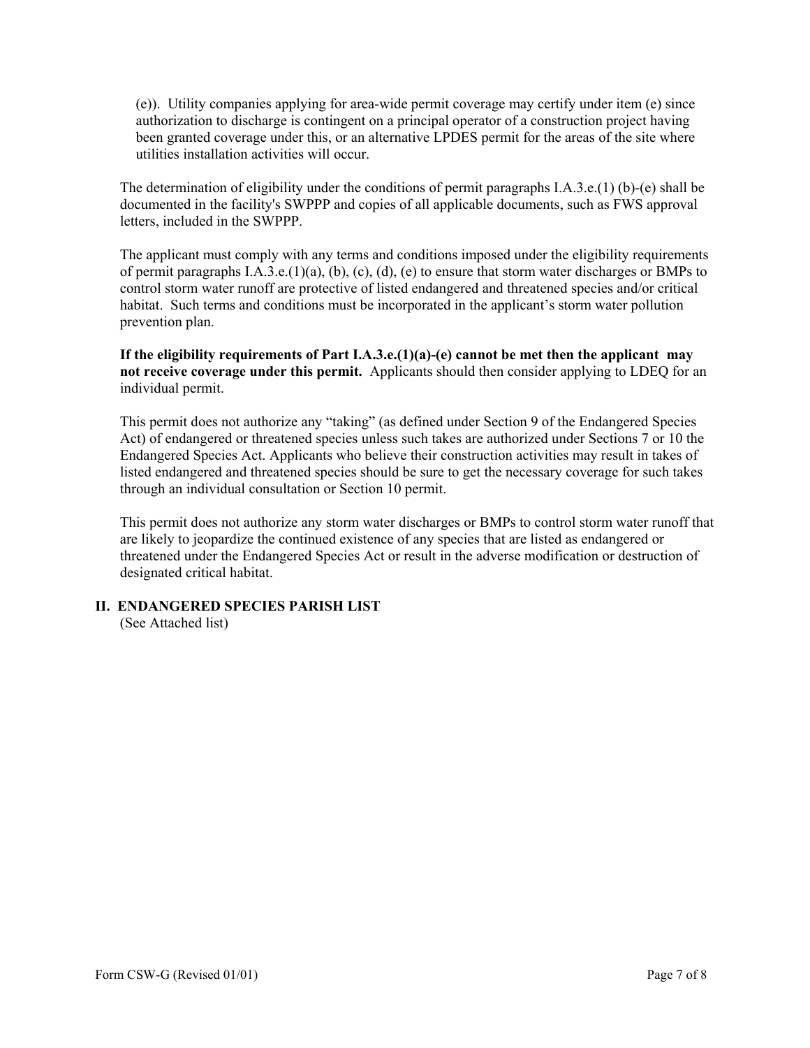(e)). Utility companies applying for area-wide permit coverage may certify under item (e) since authorization to discharge is contingent on a principal operator of a construction project having been granted coverage under this, or an alternative LPDES permit for the areas of the site where utilities installation activities will occur.

The determination of eligibility under the conditions of permit paragraphs I.A.3.e.(1) (b)-(e) shall be documented in the facility's SWPPP and copies of all applicable documents, such as FWS approval letters, included in the SWPPP.

The applicant must comply with any terms and conditions imposed under the eligibility requirements of permit paragraphs I.A.3.e.(1)(a), (b), (c), (d), (e) to ensure that storm water discharges or BMPs to control storm water runoff are protective of listed endangered and threatened species and/or critical habitat. Such terms and conditions must be incorporated in the applicant's storm water pollution prevention plan.

**If the eligibility requirements of Part I.A.3.e.(1)(a)-(e) cannot be met then the applicant may not receive coverage under this permit.** Applicants should then consider applying to LDEQ for an individual permit.

This permit does not authorize any "taking" (as defined under Section 9 of the Endangered Species Act) of endangered or threatened species unless such takes are authorized under Sections 7 or 10 the Endangered Species Act. Applicants who believe their construction activities may result in takes of listed endangered and threatened species should be sure to get the necessary coverage for such takes through an individual consultation or Section 10 permit.

This permit does not authorize any storm water discharges or BMPs to control storm water runoff that are likely to jeopardize the continued existence of any species that are listed as endangered or threatened under the Endangered Species Act or result in the adverse modification or destruction of designated critical habitat.

## II. ENDANGERED SPECIES PARISH LIST

(See Attached list)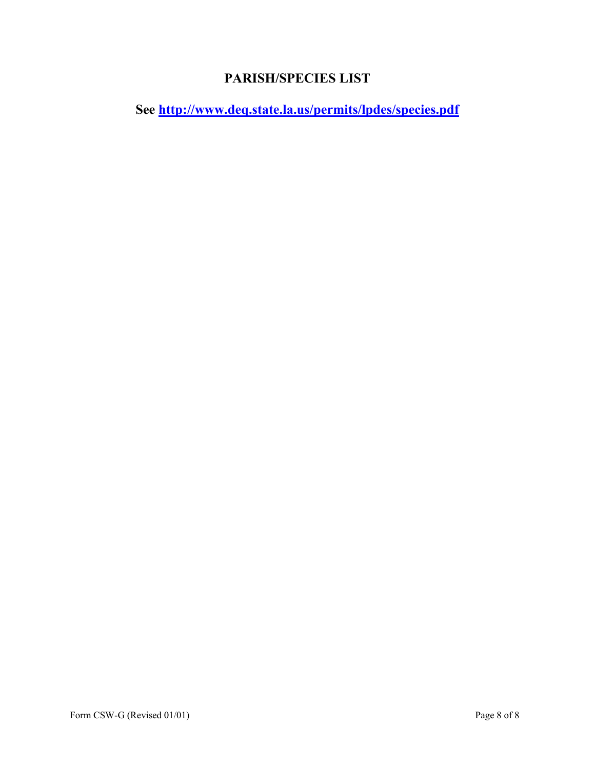# PARISH/SPECIES LIST

**See [http://www.deq.state.la.us/permits/lpdes/species.pdf](http://www.deq.state.la.us/permits/lpdes/species.pdf)**